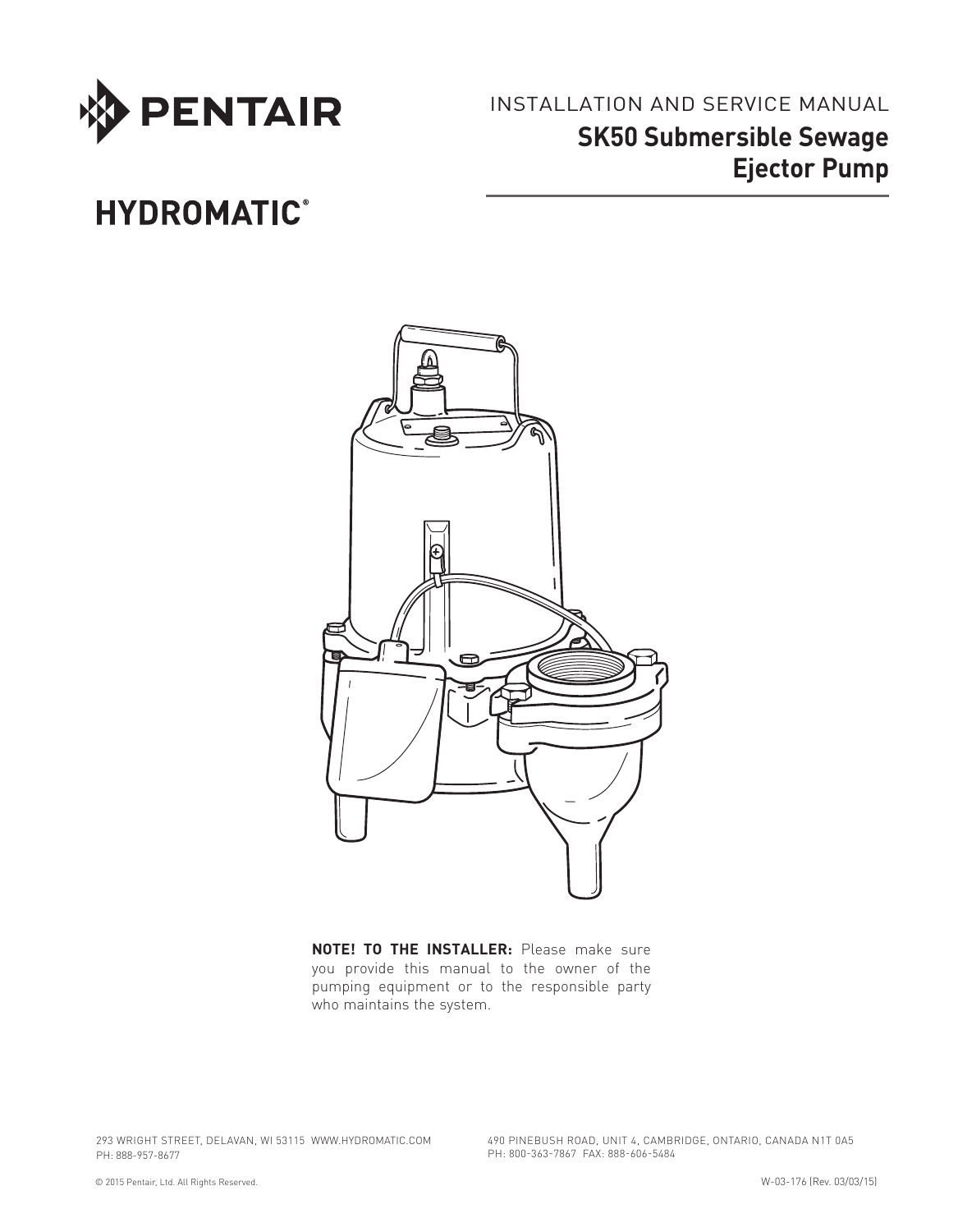PENTAIR

HYDROMATIC®

INSTALLATION AND SERVICE MANUAL

# SK50 Submersible Sewage Ejector Pump

**NOTE! TO THE INSTALLER:** Please make sure you provide this manual to the owner of the pumping equipment or to the responsible party who maintains the system.

293 WRIGHT STREET, DELAVAN, WI 53115 WWW.HYDROMATIC.COM
PH: 888-957-8677

490 PINEBUSH ROAD, UNIT 4, CAMBRIDGE, ONTARIO, CANADA N1T 0A5
PH: 800-363-7867 FAX: 888-606-5484

© 2015 Pentair, Ltd. All Rights Reserved.

W-03-176 (Rev. 03/03/15)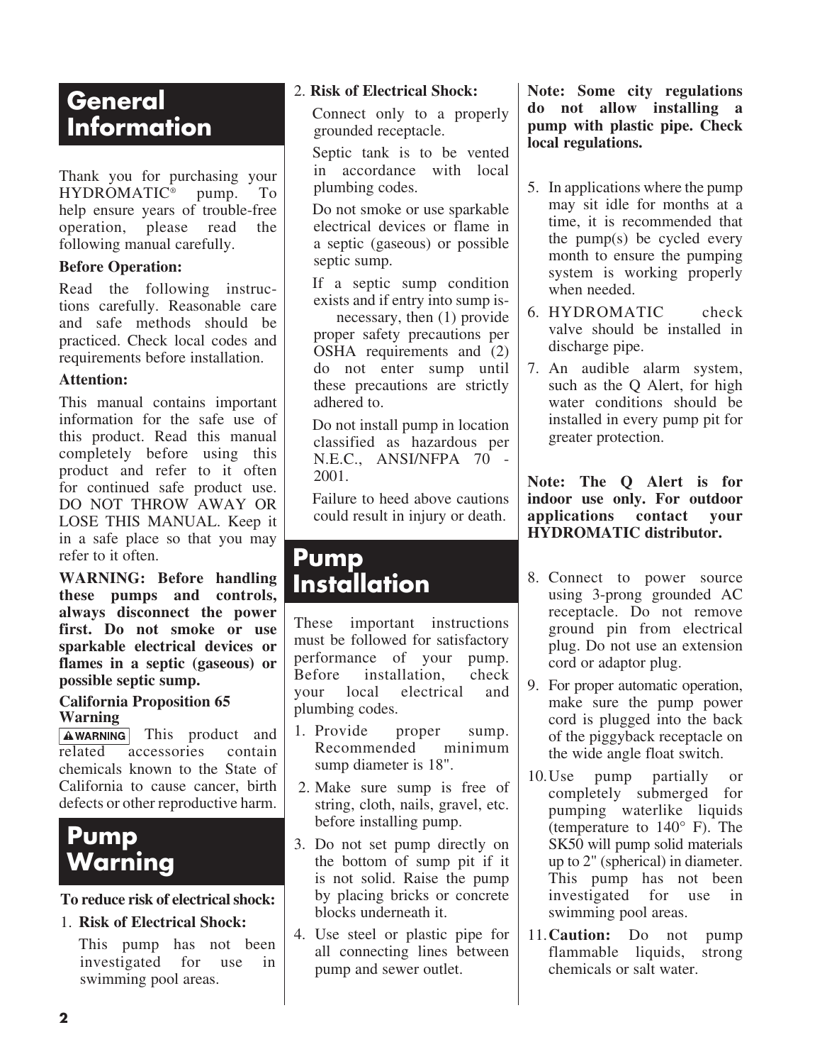## General Information

Thank you for purchasing your HYDROMATIC® pump. To help ensure years of trouble-free operation, please read the following manual carefully.

**Before Operation:**

Read the following instructions carefully. Reasonable care and safe methods should be practiced. Check local codes and requirements before installation.

**Attention:**

This manual contains important information for the safe use of this product. Read this manual completely before using this product and refer to it often for continued safe product use. DO NOT THROW AWAY OR LOSE THIS MANUAL. Keep it in a safe place so that you may refer to it often.

**WARNING: Before handling these pumps and controls, always disconnect the power first. Do not smoke or use sparkable electrical devices or flames in a septic (gaseous) or possible septic sump.**

**California Proposition 65 Warning**

⚠WARNING This product and related accessories contain chemicals known to the State of California to cause cancer, birth defects or other reproductive harm.

## Pump Warning

**To reduce risk of electrical shock:**

1. **Risk of Electrical Shock:**

   This pump has not been investigated for use in swimming pool areas.

2. **Risk of Electrical Shock:**

   Connect only to a properly grounded receptacle.

   Septic tank is to be vented in accordance with local plumbing codes.

   Do not smoke or use sparkable electrical devices or flame in a septic (gaseous) or possible septic sump.

   If a septic sump condition exists and if entry into sump is-necessary, then (1) provide proper safety precautions per OSHA requirements and (2) do not enter sump until these precautions are strictly adhered to.

   Do not install pump in location classified as hazardous per N.E.C., ANSI/NFPA 70 - 2001.

   Failure to heed above cautions could result in injury or death.

## Pump Installation

These important instructions must be followed for satisfactory performance of your pump. Before installation, check your local electrical and plumbing codes.

1. Provide proper sump. Recommended minimum sump diameter is 18".
2. Make sure sump is free of string, cloth, nails, gravel, etc. before installing pump.
3. Do not set pump directly on the bottom of sump pit if it is not solid. Raise the pump by placing bricks or concrete blocks underneath it.
4. Use steel or plastic pipe for all connecting lines between pump and sewer outlet.

**Note: Some city regulations do not allow installing a pump with plastic pipe. Check local regulations.**

5. In applications where the pump may sit idle for months at a time, it is recommended that the pump(s) be cycled every month to ensure the pumping system is working properly when needed.
6. HYDROMATIC check valve should be installed in discharge pipe.
7. An audible alarm system, such as the Q Alert, for high water conditions should be installed in every pump pit for greater protection.

**Note: The Q Alert is for indoor use only. For outdoor applications contact your HYDROMATIC distributor.**

8. Connect to power source using 3-prong grounded AC receptacle. Do not remove ground pin from electrical plug. Do not use an extension cord or adaptor plug.
9. For proper automatic operation, make sure the pump power cord is plugged into the back of the piggyback receptacle on the wide angle float switch.
10. Use pump partially or completely submerged for pumping waterlike liquids (temperature to 140° F). The SK50 will pump solid materials up to 2" (spherical) in diameter. This pump has not been investigated for use in swimming pool areas.
11. **Caution:** Do not pump flammable liquids, strong chemicals or salt water.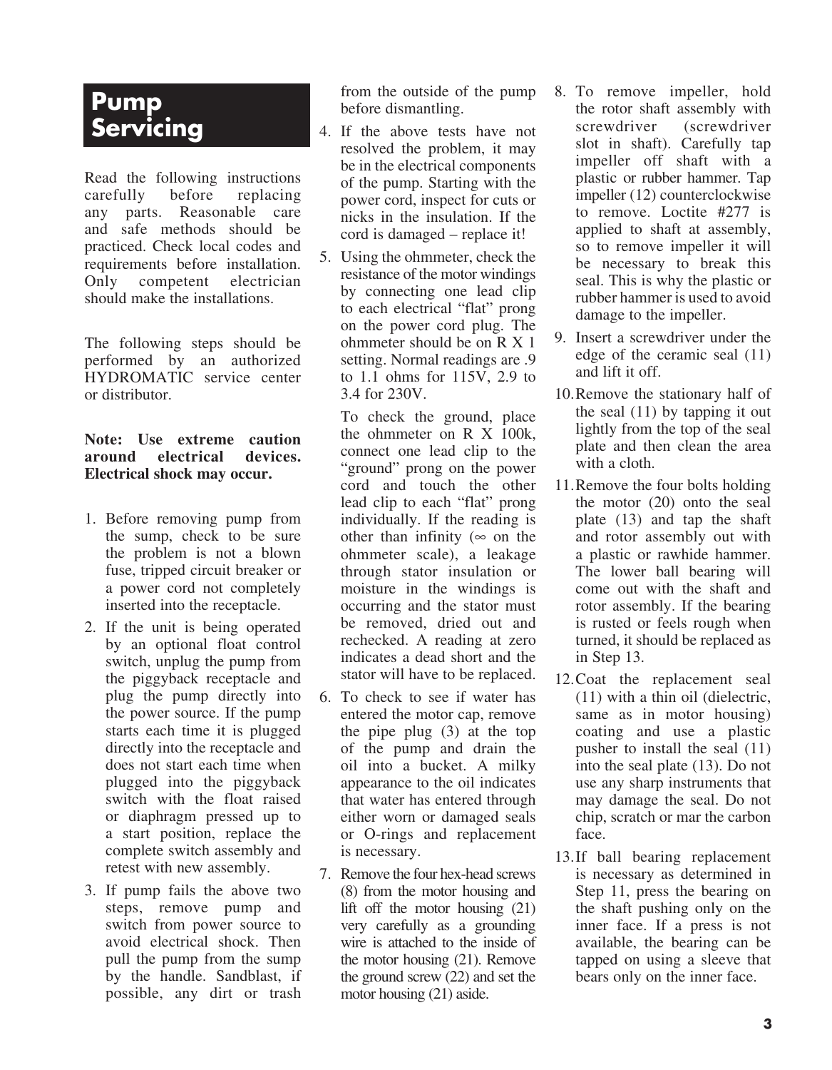# Pump Servicing

Read the following instructions carefully before replacing any parts. Reasonable care and safe methods should be practiced. Check local codes and requirements before installation. Only competent electrician should make the installations.

The following steps should be performed by an authorized HYDROMATIC service center or distributor.

**Note: Use extreme caution around electrical devices. Electrical shock may occur.**

1. Before removing pump from the sump, check to be sure the problem is not a blown fuse, tripped circuit breaker or a power cord not completely inserted into the receptacle.
2. If the unit is being operated by an optional float control switch, unplug the pump from the piggyback receptacle and plug the pump directly into the power source. If the pump starts each time it is plugged directly into the receptacle and does not start each time when plugged into the piggyback switch with the float raised or diaphragm pressed up to a start position, replace the complete switch assembly and retest with new assembly.
3. If pump fails the above two steps, remove pump and switch from power source to avoid electrical shock. Then pull the pump from the sump by the handle. Sandblast, if possible, any dirt or trash from the outside of the pump before dismantling.
4. If the above tests have not resolved the problem, it may be in the electrical components of the pump. Starting with the power cord, inspect for cuts or nicks in the insulation. If the cord is damaged – replace it!
5. Using the ohmmeter, check the resistance of the motor windings by connecting one lead clip to each electrical "flat" prong on the power cord plug. The ohmmeter should be on R X 1 setting. Normal readings are .9 to 1.1 ohms for 115V, 2.9 to 3.4 for 230V.

   To check the ground, place the ohmmeter on R X 100k, connect one lead clip to the "ground" prong on the power cord and touch the other lead clip to each "flat" prong individually. If the reading is other than infinity (∞ on the ohmmeter scale), a leakage through stator insulation or moisture in the windings is occurring and the stator must be removed, dried out and rechecked. A reading at zero indicates a dead short and the stator will have to be replaced.
6. To check to see if water has entered the motor cap, remove the pipe plug (3) at the top of the pump and drain the oil into a bucket. A milky appearance to the oil indicates that water has entered through either worn or damaged seals or O-rings and replacement is necessary.
7. Remove the four hex-head screws (8) from the motor housing and lift off the motor housing (21) very carefully as a grounding wire is attached to the inside of the motor housing (21). Remove the ground screw (22) and set the motor housing (21) aside.
8. To remove impeller, hold the rotor shaft assembly with screwdriver (screwdriver slot in shaft). Carefully tap impeller off shaft with a plastic or rubber hammer. Tap impeller (12) counterclockwise to remove. Loctite #277 is applied to shaft at assembly, so to remove impeller it will be necessary to break this seal. This is why the plastic or rubber hammer is used to avoid damage to the impeller.
9. Insert a screwdriver under the edge of the ceramic seal (11) and lift it off.
10. Remove the stationary half of the seal (11) by tapping it out lightly from the top of the seal plate and then clean the area with a cloth.
11. Remove the four bolts holding the motor (20) onto the seal plate (13) and tap the shaft and rotor assembly out with a plastic or rawhide hammer. The lower ball bearing will come out with the shaft and rotor assembly. If the bearing is rusted or feels rough when turned, it should be replaced as in Step 13.
12. Coat the replacement seal (11) with a thin oil (dielectric, same as in motor housing) coating and use a plastic pusher to install the seal (11) into the seal plate (13). Do not use any sharp instruments that may damage the seal. Do not chip, scratch or mar the carbon face.
13. If ball bearing replacement is necessary as determined in Step 11, press the bearing on the shaft pushing only on the inner face. If a press is not available, the bearing can be tapped on using a sleeve that bears only on the inner face.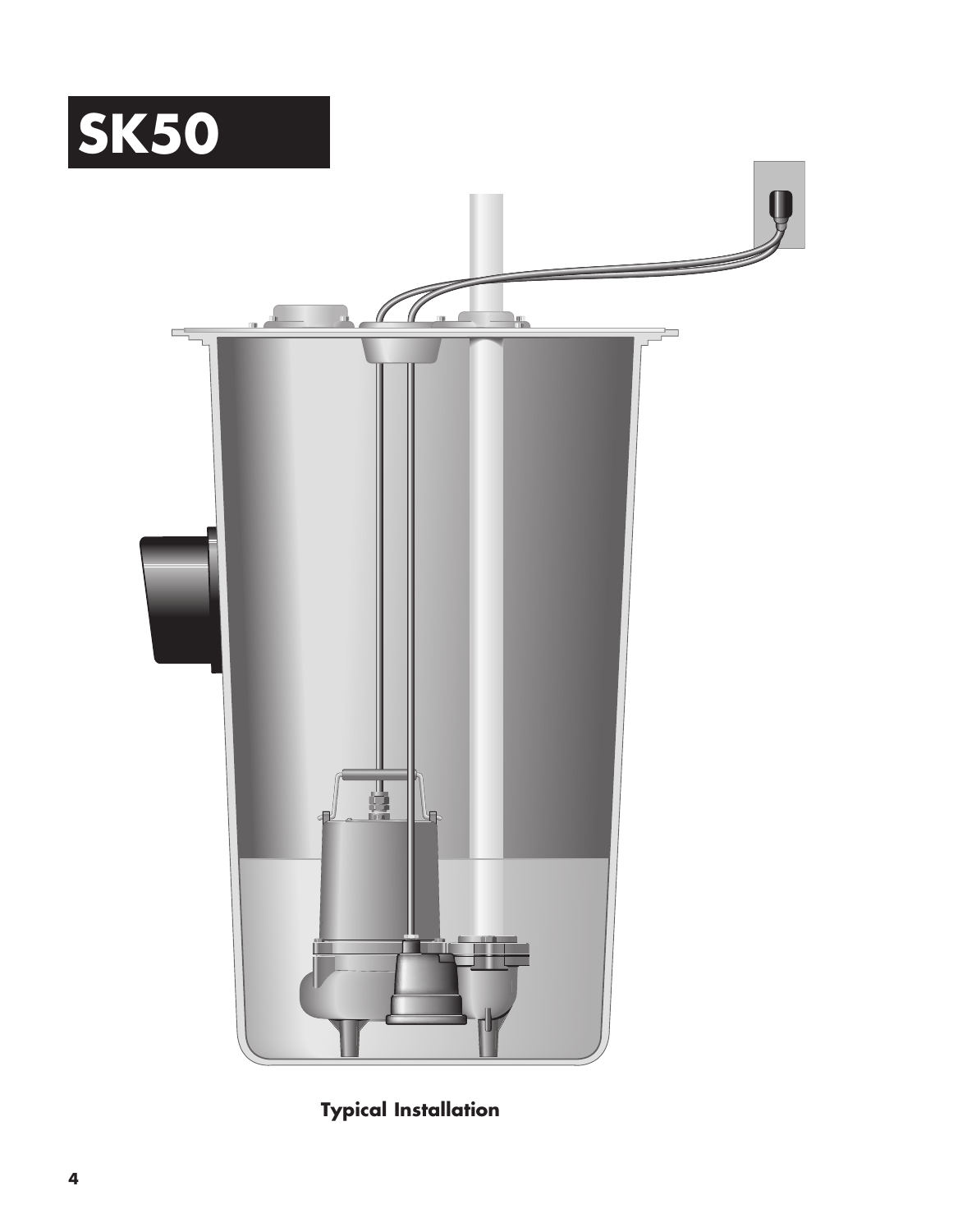# SK50

**Typical Installation**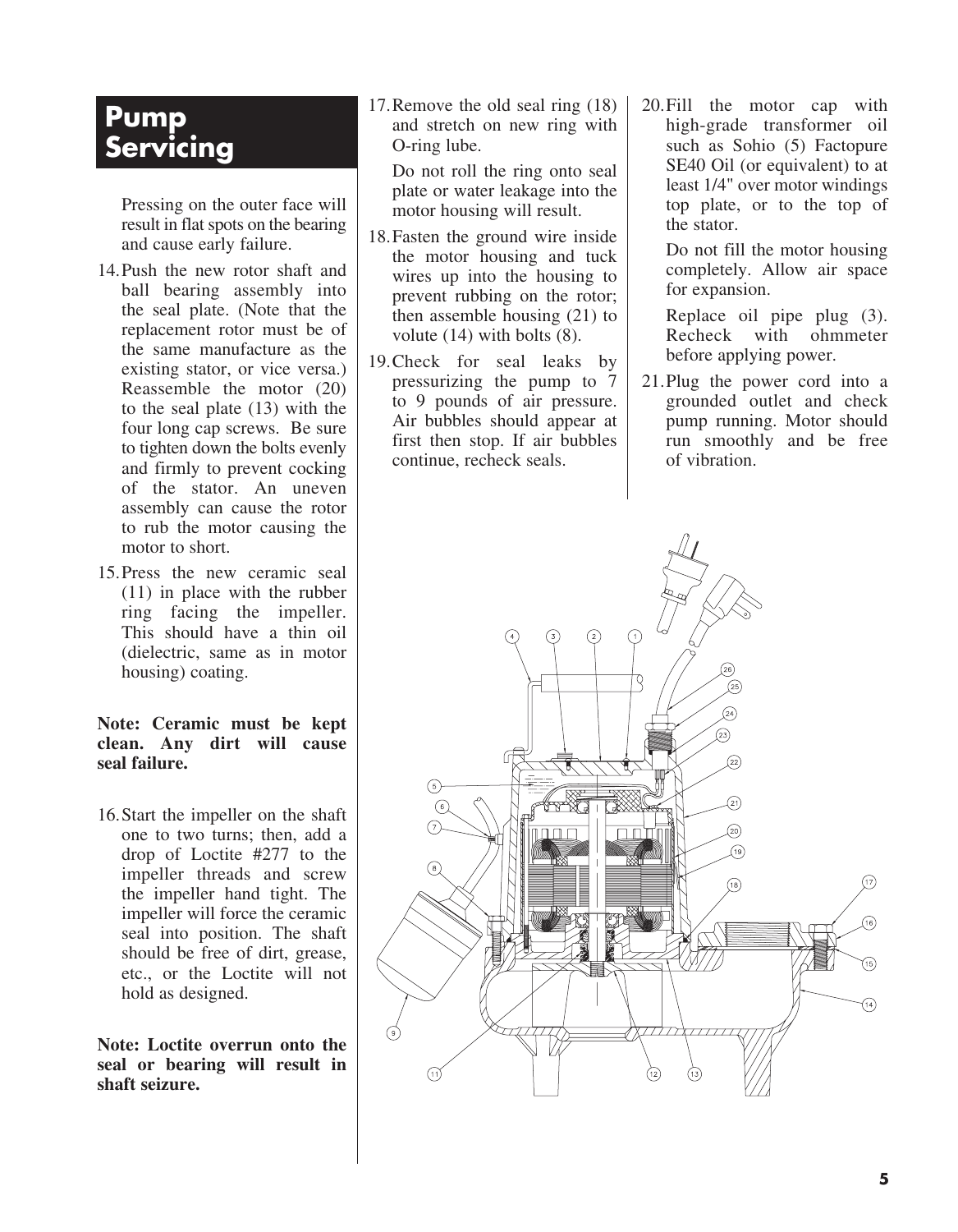## Pump Servicing

Pressing on the outer face will result in flat spots on the bearing and cause early failure.

14. Push the new rotor shaft and ball bearing assembly into the seal plate. (Note that the replacement rotor must be of the same manufacture as the existing stator, or vice versa.) Reassemble the motor (20) to the seal plate (13) with the four long cap screws. Be sure to tighten down the bolts evenly and firmly to prevent cocking of the stator. An uneven assembly can cause the rotor to rub the motor causing the motor to short.
15. Press the new ceramic seal (11) in place with the rubber ring facing the impeller. This should have a thin oil (dielectric, same as in motor housing) coating.

**Note: Ceramic must be kept clean. Any dirt will cause seal failure.**

16. Start the impeller on the shaft one to two turns; then, add a drop of Loctite #277 to the impeller threads and screw the impeller hand tight. The impeller will force the ceramic seal into position. The shaft should be free of dirt, grease, etc., or the Loctite will not hold as designed.

**Note: Loctite overrun onto the seal or bearing will result in shaft seizure.**

17. Remove the old seal ring (18) and stretch on new ring with O-ring lube.

    Do not roll the ring onto seal plate or water leakage into the motor housing will result.
18. Fasten the ground wire inside the motor housing and tuck wires up into the housing to prevent rubbing on the rotor; then assemble housing (21) to volute (14) with bolts (8).
19. Check for seal leaks by pressurizing the pump to 7 to 9 pounds of air pressure. Air bubbles should appear at first then stop. If air bubbles continue, recheck seals.
20. Fill the motor cap with high-grade transformer oil such as Sohio (5) Factopure SE40 Oil (or equivalent) to at least 1/4" over motor windings top plate, or to the top of the stator.

    Do not fill the motor housing completely. Allow air space for expansion.

    Replace oil pipe plug (3). Recheck with ohmmeter before applying power.
21. Plug the power cord into a grounded outlet and check pump running. Motor should run smoothly and be free of vibration.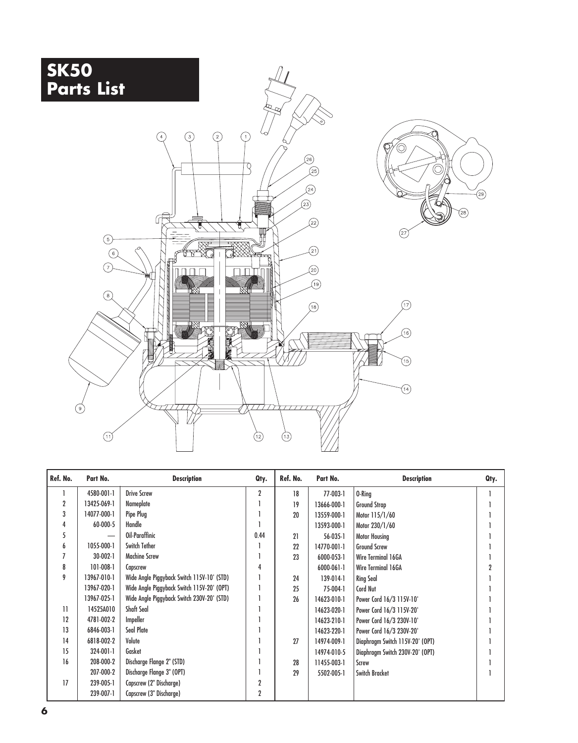# SK50 Parts List

| Ref. No. | Part No. | Description | Qty. | Ref. No. | Part No. | Description | Qty. |
|---|---|---|---|---|---|---|---|
| 1 | 4580-001-1 | Drive Screw | 2 | 18 | 77-003-1 | O-Ring | 1 |
| 2 | 13425-069-1 | Nameplate | 1 | 19 | 13666-000-1 | Ground Strap | 1 |
| 3 | 14077-000-1 | Pipe Plug | 1 | 20 | 13559-000-1 | Motor 115/1/60 | 1 |
| 4 | 60-000-5 | Handle | 1 | | 13593-000-1 | Motor 230/1/60 | 1 |
| 5 | — | Oil-Paraffinic | 0.44 | 21 | 56-035-1 | Motor Housing | 1 |
| 6 | 1055-000-1 | Switch Tether | 1 | 22 | 14770-001-1 | Ground Screw | 1 |
| 7 | 30-002-1 | Machine Screw | 1 | 23 | 6000-053-1 | Wire Terminal 16GA | 1 |
| 8 | 101-008-1 | Capscrew | 4 | | 6000-061-1 | Wire Terminal 16GA | 2 |
| 9 | 13967-010-1 | Wide Angle Piggyback Switch 115V-10' (STD) | 1 | 24 | 139-014-1 | Ring Seal | 1 |
| | 13967-020-1 | Wide Angle Piggyback Switch 115V-20' (OPT) | 1 | 25 | 75-004-1 | Cord Nut | 1 |
| | 13967-025-1 | Wide Angle Piggyback Switch 230V-20' (STD) | 1 | 26 | 14623-010-1 | Power Cord 16/3 115V-10' | 1 |
| 11 | 14525A010 | Shaft Seal | 1 | | 14623-020-1 | Power Cord 16/3 115V-20' | 1 |
| 12 | 4781-002-2 | Impeller | 1 | | 14623-210-1 | Power Cord 16/3 230V-10' | 1 |
| 13 | 6846-003-1 | Seal Plate | 1 | | 14623-220-1 | Power Cord 16/3 230V-20' | 1 |
| 14 | 6818-002-2 | Volute | 1 | 27 | 14974-009-1 | Diaphragm Switch 115V-20' (OPT) | 1 |
| 15 | 324-001-1 | Gasket | 1 | | 14974-010-5 | Diaphragm Switch 230V-20' (OPT) | 1 |
| 16 | 208-000-2 | Discharge Flange 2" (STD) | 1 | 28 | 11455-003-1 | Screw | 1 |
| | 207-000-2 | Discharge Flange 3" (OPT) | 1 | 29 | 5502-005-1 | Switch Bracket | 1 |
| 17 | 239-005-1 | Capscrew (2" Discharge) | 2 | | | | |
| | 239-007-1 | Capscrew (3" Discharge) | 2 | | | | |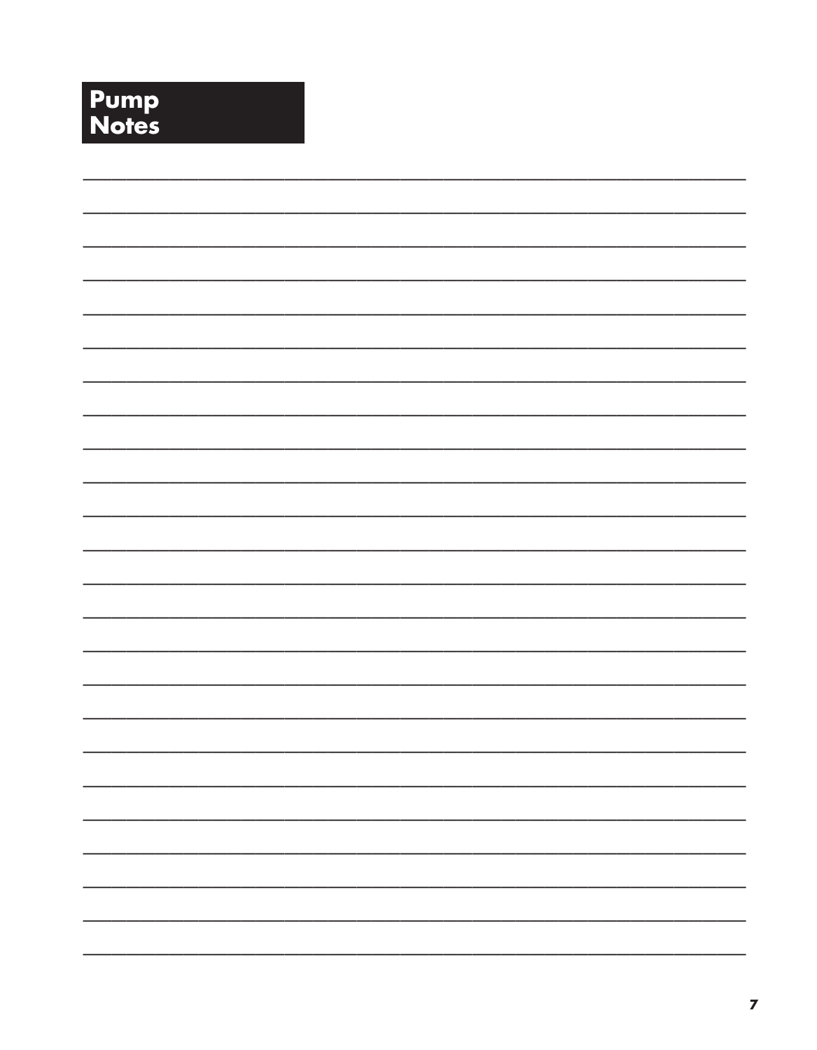# Pump Notes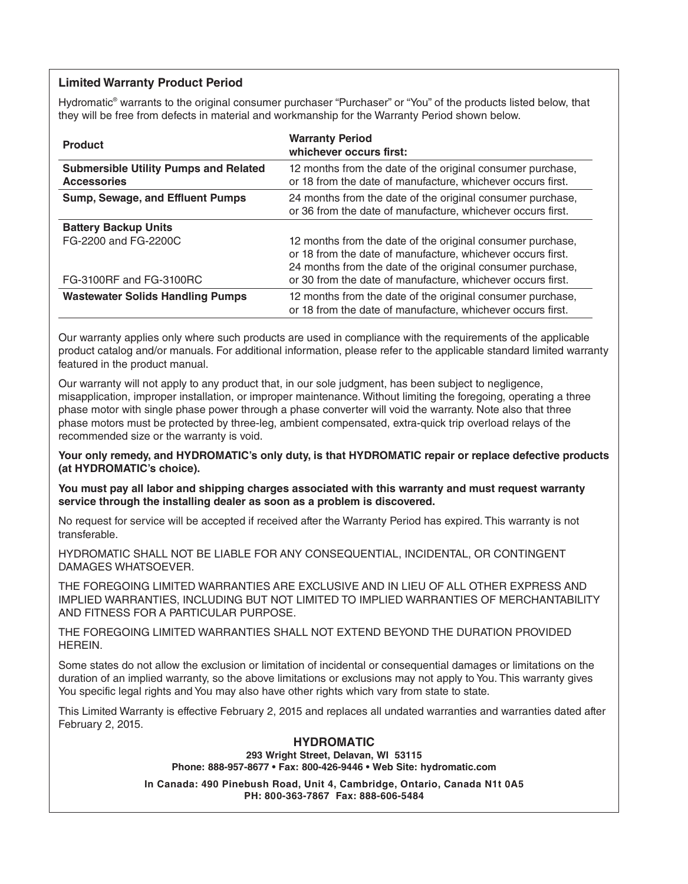## Limited Warranty Product Period

Hydromatic® warrants to the original consumer purchaser "Purchaser" or "You" of the products listed below, that they will be free from defects in material and workmanship for the Warranty Period shown below.

| Product | Warranty Period whichever occurs first: |
|---|---|
| **Submersible Utility Pumps and Related Accessories** | 12 months from the date of the original consumer purchase, or 18 from the date of manufacture, whichever occurs first. |
| **Sump, Sewage, and Effluent Pumps** | 24 months from the date of the original consumer purchase, or 36 from the date of manufacture, whichever occurs first. |
| **Battery Backup Units** | |
| FG-2200 and FG-2200C | 12 months from the date of the original consumer purchase, or 18 from the date of manufacture, whichever occurs first. |
| FG-3100RF and FG-3100RC | 24 months from the date of the original consumer purchase, or 30 from the date of manufacture, whichever occurs first. |
| **Wastewater Solids Handling Pumps** | 12 months from the date of the original consumer purchase, or 18 from the date of manufacture, whichever occurs first. |

Our warranty applies only where such products are used in compliance with the requirements of the applicable product catalog and/or manuals. For additional information, please refer to the applicable standard limited warranty featured in the product manual.

Our warranty will not apply to any product that, in our sole judgment, has been subject to negligence, misapplication, improper installation, or improper maintenance. Without limiting the foregoing, operating a three phase motor with single phase power through a phase converter will void the warranty. Note also that three phase motors must be protected by three-leg, ambient compensated, extra-quick trip overload relays of the recommended size or the warranty is void.

**Your only remedy, and HYDROMATIC's only duty, is that HYDROMATIC repair or replace defective products (at HYDROMATIC's choice).**

**You must pay all labor and shipping charges associated with this warranty and must request warranty service through the installing dealer as soon as a problem is discovered.**

No request for service will be accepted if received after the Warranty Period has expired. This warranty is not transferable.

HYDROMATIC SHALL NOT BE LIABLE FOR ANY CONSEQUENTIAL, INCIDENTAL, OR CONTINGENT DAMAGES WHATSOEVER.

THE FOREGOING LIMITED WARRANTIES ARE EXCLUSIVE AND IN LIEU OF ALL OTHER EXPRESS AND IMPLIED WARRANTIES, INCLUDING BUT NOT LIMITED TO IMPLIED WARRANTIES OF MERCHANTABILITY AND FITNESS FOR A PARTICULAR PURPOSE.

THE FOREGOING LIMITED WARRANTIES SHALL NOT EXTEND BEYOND THE DURATION PROVIDED HEREIN.

Some states do not allow the exclusion or limitation of incidental or consequential damages or limitations on the duration of an implied warranty, so the above limitations or exclusions may not apply to You. This warranty gives You specific legal rights and You may also have other rights which vary from state to state.

This Limited Warranty is effective February 2, 2015 and replaces all undated warranties and warranties dated after February 2, 2015.

**HYDROMATIC**

**293 Wright Street, Delavan, WI 53115**

**Phone: 888-957-8677 • Fax: 800-426-9446 • Web Site: hydromatic.com**

**In Canada: 490 Pinebush Road, Unit 4, Cambridge, Ontario, Canada N1t 0A5**

**PH: 800-363-7867 Fax: 888-606-5484**